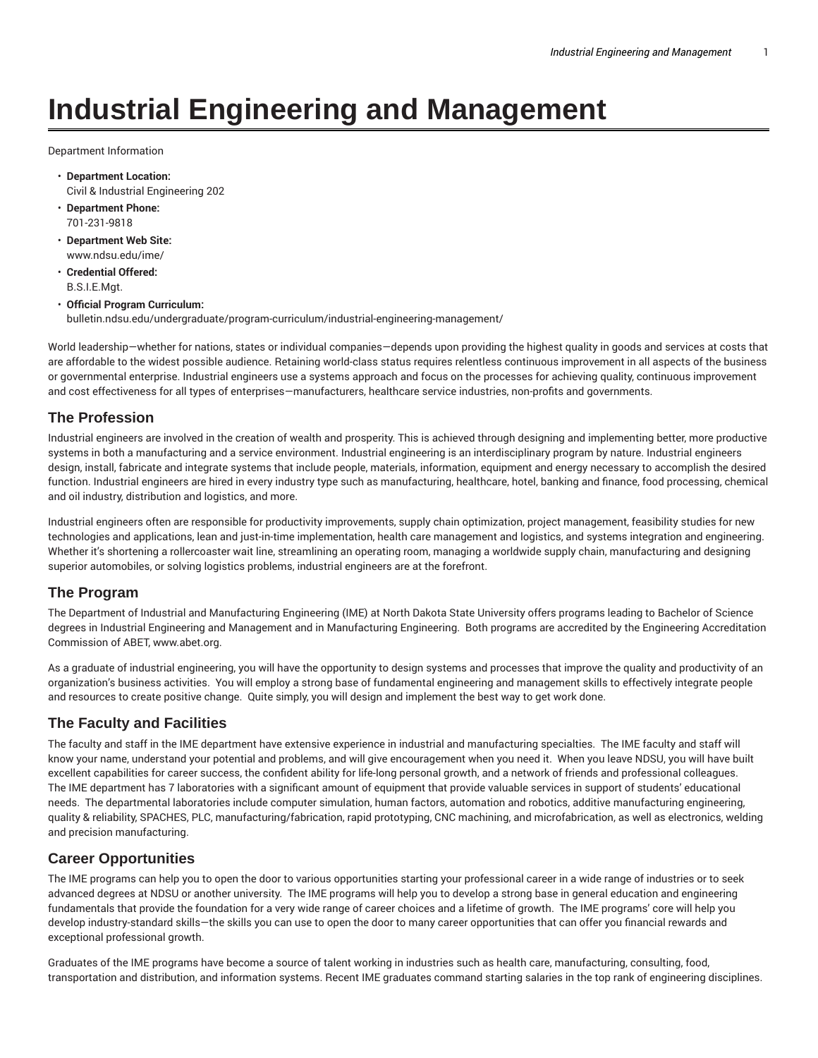# Industrial Engineering and Management

Department Information

- **Department Location:**
  Civil & Industrial Engineering 202
- **Department Phone:**
  701-231-9818
- **Department Web Site:**
  www.ndsu.edu/ime/
- **Credential Offered:**
  B.S.I.E.Mgt.
- **Official Program Curriculum:**
  bulletin.ndsu.edu/undergraduate/program-curriculum/industrial-engineering-management/

World leadership—whether for nations, states or individual companies—depends upon providing the highest quality in goods and services at costs that are affordable to the widest possible audience. Retaining world-class status requires relentless continuous improvement in all aspects of the business or governmental enterprise. Industrial engineers use a systems approach and focus on the processes for achieving quality, continuous improvement and cost effectiveness for all types of enterprises—manufacturers, healthcare service industries, non-profits and governments.

## The Profession

Industrial engineers are involved in the creation of wealth and prosperity. This is achieved through designing and implementing better, more productive systems in both a manufacturing and a service environment. Industrial engineering is an interdisciplinary program by nature. Industrial engineers design, install, fabricate and integrate systems that include people, materials, information, equipment and energy necessary to accomplish the desired function. Industrial engineers are hired in every industry type such as manufacturing, healthcare, hotel, banking and finance, food processing, chemical and oil industry, distribution and logistics, and more.

Industrial engineers often are responsible for productivity improvements, supply chain optimization, project management, feasibility studies for new technologies and applications, lean and just-in-time implementation, health care management and logistics, and systems integration and engineering. Whether it's shortening a rollercoaster wait line, streamlining an operating room, managing a worldwide supply chain, manufacturing and designing superior automobiles, or solving logistics problems, industrial engineers are at the forefront.

## The Program

The Department of Industrial and Manufacturing Engineering (IME) at North Dakota State University offers programs leading to Bachelor of Science degrees in Industrial Engineering and Management and in Manufacturing Engineering. Both programs are accredited by the Engineering Accreditation Commission of ABET, www.abet.org.

As a graduate of industrial engineering, you will have the opportunity to design systems and processes that improve the quality and productivity of an organization's business activities. You will employ a strong base of fundamental engineering and management skills to effectively integrate people and resources to create positive change. Quite simply, you will design and implement the best way to get work done.

## The Faculty and Facilities

The faculty and staff in the IME department have extensive experience in industrial and manufacturing specialties. The IME faculty and staff will know your name, understand your potential and problems, and will give encouragement when you need it. When you leave NDSU, you will have built excellent capabilities for career success, the confident ability for life-long personal growth, and a network of friends and professional colleagues. The IME department has 7 laboratories with a significant amount of equipment that provide valuable services in support of students' educational needs. The departmental laboratories include computer simulation, human factors, automation and robotics, additive manufacturing engineering, quality & reliability, SPACHES, PLC, manufacturing/fabrication, rapid prototyping, CNC machining, and microfabrication, as well as electronics, welding and precision manufacturing.

## Career Opportunities

The IME programs can help you to open the door to various opportunities starting your professional career in a wide range of industries or to seek advanced degrees at NDSU or another university. The IME programs will help you to develop a strong base in general education and engineering fundamentals that provide the foundation for a very wide range of career choices and a lifetime of growth. The IME programs' core will help you develop industry-standard skills—the skills you can use to open the door to many career opportunities that can offer you financial rewards and exceptional professional growth.

Graduates of the IME programs have become a source of talent working in industries such as health care, manufacturing, consulting, food, transportation and distribution, and information systems. Recent IME graduates command starting salaries in the top rank of engineering disciplines.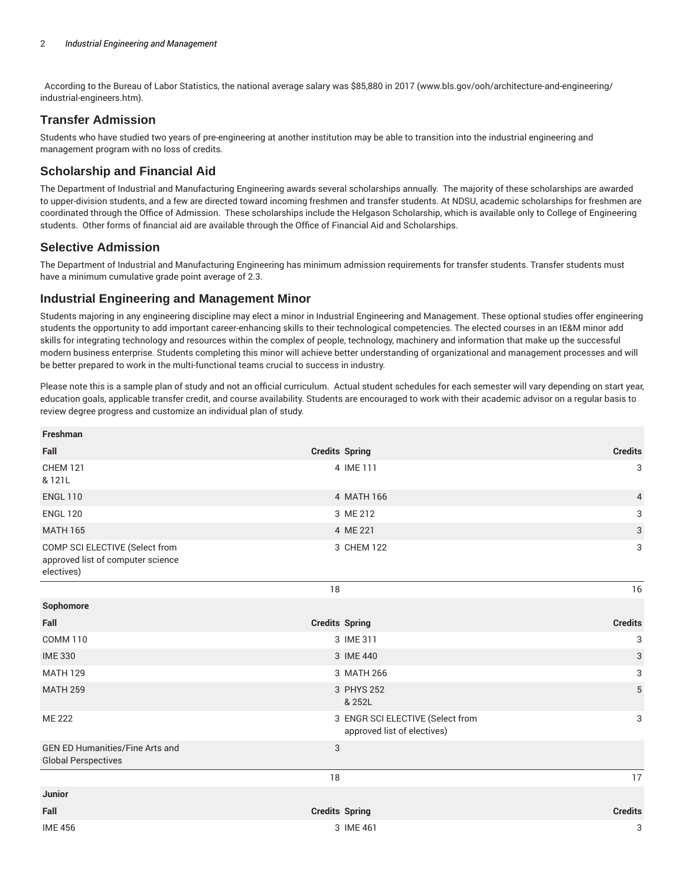According to the Bureau of Labor Statistics, the national average salary was $85,880 in 2017 (www.bls.gov/ooh/architecture-and-engineering/industrial-engineers.htm).

## Transfer Admission

Students who have studied two years of pre-engineering at another institution may be able to transition into the industrial engineering and management program with no loss of credits.

## Scholarship and Financial Aid

The Department of Industrial and Manufacturing Engineering awards several scholarships annually. The majority of these scholarships are awarded to upper-division students, and a few are directed toward incoming freshmen and transfer students. At NDSU, academic scholarships for freshmen are coordinated through the Office of Admission. These scholarships include the Helgason Scholarship, which is available only to College of Engineering students. Other forms of financial aid are available through the Office of Financial Aid and Scholarships.

## Selective Admission

The Department of Industrial and Manufacturing Engineering has minimum admission requirements for transfer students. Transfer students must have a minimum cumulative grade point average of 2.3.

## Industrial Engineering and Management Minor

Students majoring in any engineering discipline may elect a minor in Industrial Engineering and Management. These optional studies offer engineering students the opportunity to add important career-enhancing skills to their technological competencies. The elected courses in an IE&M minor add skills for integrating technology and resources within the complex of people, technology, machinery and information that make up the successful modern business enterprise. Students completing this minor will achieve better understanding of organizational and management processes and will be better prepared to work in the multi-functional teams crucial to success in industry.

Please note this is a sample plan of study and not an official curriculum. Actual student schedules for each semester will vary depending on start year, education goals, applicable transfer credit, and course availability. Students are encouraged to work with their academic advisor on a regular basis to review degree progress and customize an individual plan of study.

| Freshman | | | |
|---|---|---|---|
| **Fall** | **Credits** | **Spring** | **Credits** |
| CHEM 121 & 121L | 4 | IME 111 | 3 |
| ENGL 110 | 4 | MATH 166 | 4 |
| ENGL 120 | 3 | ME 212 | 3 |
| MATH 165 | 4 | ME 221 | 3 |
| COMP SCI ELECTIVE (Select from approved list of computer science electives) | 3 | CHEM 122 | 3 |
| | 18 | | 16 |
| **Sophomore** | | | |
| **Fall** | **Credits** | **Spring** | **Credits** |
| COMM 110 | 3 | IME 311 | 3 |
| IME 330 | 3 | IME 440 | 3 |
| MATH 129 | 3 | MATH 266 | 3 |
| MATH 259 | 3 | PHYS 252 & 252L | 5 |
| ME 222 | 3 | ENGR SCI ELECTIVE (Select from approved list of electives) | 3 |
| GEN ED Humanities/Fine Arts and Global Perspectives | 3 | | |
| | 18 | | 17 |
| **Junior** | | | |
| **Fall** | **Credits** | **Spring** | **Credits** |
| IME 456 | 3 | IME 461 | 3 |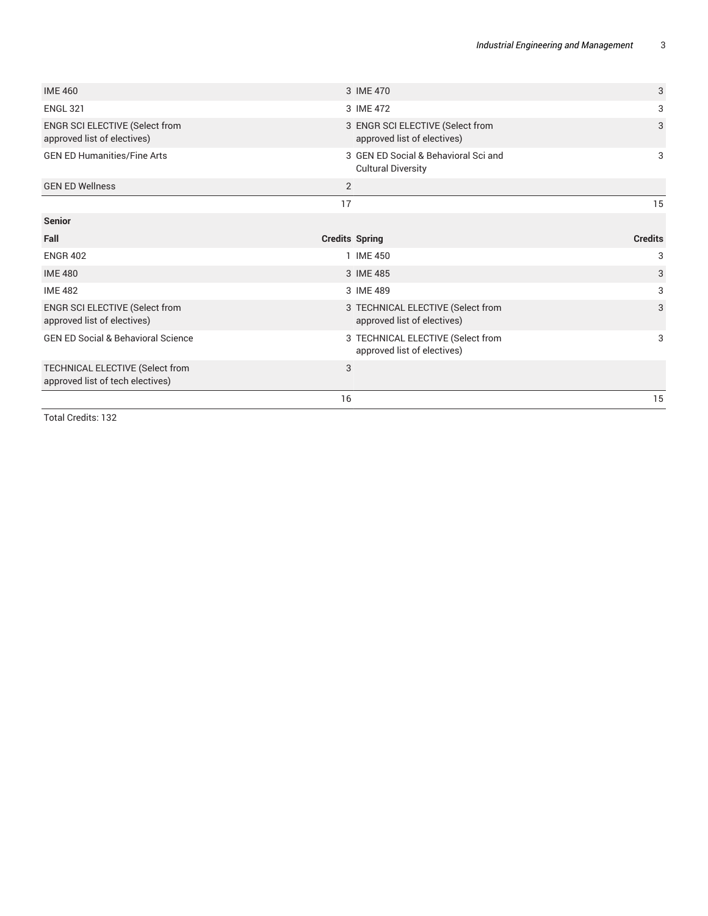| | | | |
|---|---|---|---|
| IME 460 | 3 | IME 470 | 3 |
| ENGL 321 | 3 | IME 472 | 3 |
| ENGR SCI ELECTIVE (Select from approved list of electives) | 3 | ENGR SCI ELECTIVE (Select from approved list of electives) | 3 |
| GEN ED Humanities/Fine Arts | 3 | GEN ED Social & Behavioral Sci and Cultural Diversity | 3 |
| GEN ED Wellness | 2 | | |
| | 17 | | 15 |
| **Senior** | | | |
| **Fall** | **Credits** | **Spring** | **Credits** |
| ENGR 402 | 1 | IME 450 | 3 |
| IME 480 | 3 | IME 485 | 3 |
| IME 482 | 3 | IME 489 | 3 |
| ENGR SCI ELECTIVE (Select from approved list of electives) | 3 | TECHNICAL ELECTIVE (Select from approved list of electives) | 3 |
| GEN ED Social & Behavioral Science | 3 | TECHNICAL ELECTIVE (Select from approved list of electives) | 3 |
| TECHNICAL ELECTIVE (Select from approved list of tech electives) | 3 | | |
| | 16 | | 15 |

Total Credits: 132